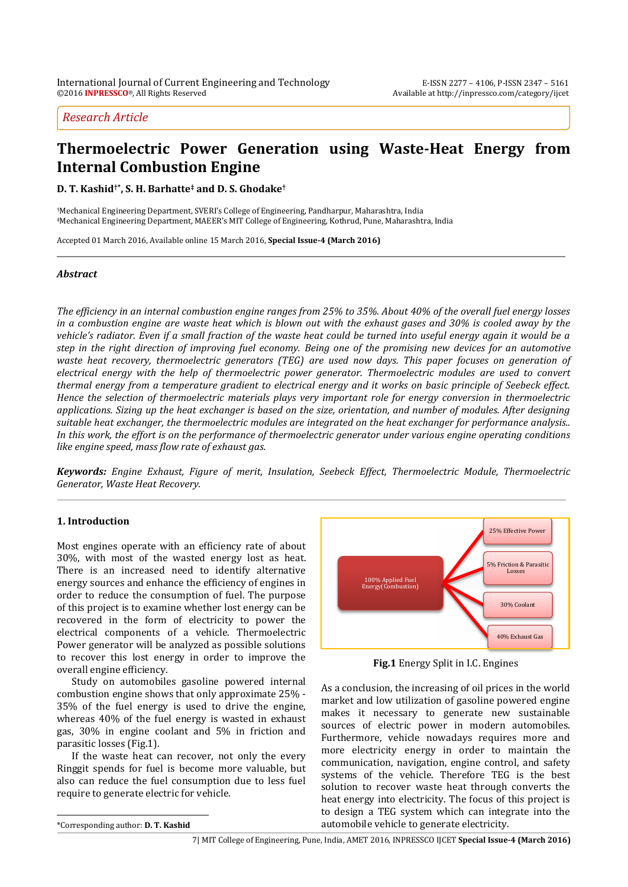Research Article

# Thermoelectric Power Generation using Waste-Heat Energy from Internal Combustion Engine

**D. T. Kashid[†*], S. H. Barhatte[‡] and D. S. Ghodake[†]**

[†]Mechanical Engineering Department, SVERI's College of Engineering, Pandharpur, Maharashtra, India
[‡]Mechanical Engineering Department, MAEER's MIT College of Engineering, Kothrud, Pune, Maharashtra, India

Accepted 01 March 2016, Available online 15 March 2016, **Special Issue-4 (March 2016)**

## Abstract

*The efficiency in an internal combustion engine ranges from 25% to 35%. About 40% of the overall fuel energy losses in a combustion engine are waste heat which is blown out with the exhaust gases and 30% is cooled away by the vehicle's radiator. Even if a small fraction of the waste heat could be turned into useful energy again it would be a step in the right direction of improving fuel economy. Being one of the promising new devices for an automotive waste heat recovery, thermoelectric generators (TEG) are used now days. This paper focuses on generation of electrical energy with the help of thermoelectric power generator. Thermoelectric modules are used to convert thermal energy from a temperature gradient to electrical energy and it works on basic principle of Seebeck effect. Hence the selection of thermoelectric materials plays very important role for energy conversion in thermoelectric applications. Sizing up the heat exchanger is based on the size, orientation, and number of modules. After designing suitable heat exchanger, the thermoelectric modules are integrated on the heat exchanger for performance analysis.. In this work, the effort is on the performance of thermoelectric generator under various engine operating conditions like engine speed, mass flow rate of exhaust gas.*

***Keywords:*** *Engine Exhaust, Figure of merit, Insulation, Seebeck Effect, Thermoelectric Module, Thermoelectric Generator, Waste Heat Recovery.*

## 1. Introduction

Most engines operate with an efficiency rate of about 30%, with most of the wasted energy lost as heat. There is an increased need to identify alternative energy sources and enhance the efficiency of engines in order to reduce the consumption of fuel. The purpose of this project is to examine whether lost energy can be recovered in the form of electricity to power the electrical components of a vehicle. Thermoelectric Power generator will be analyzed as possible solutions to recover this lost energy in order to improve the overall engine efficiency.

Study on automobiles gasoline powered internal combustion engine shows that only approximate 25% - 35% of the fuel energy is used to drive the engine, whereas 40% of the fuel energy is wasted in exhaust gas, 30% in engine coolant and 5% in friction and parasitic losses (Fig.1).

If the waste heat can recover, not only the every Ringgit spends for fuel is become more valuable, but also can reduce the fuel consumption due to less fuel require to generate electric for vehicle.

100% Applied Fuel Energy(Combustion) → 25% Effective Power; 5% Friction & Parasitic Losses; 30% Coolant; 40% Exhaust Gas

**Fig.1** Energy Split in I.C. Engines

As a conclusion, the increasing of oil prices in the world market and low utilization of gasoline powered engine makes it necessary to generate new sustainable sources of electric power in modern automobiles. Furthermore, vehicle nowadays requires more and more electricity energy in order to maintain the communication, navigation, engine control, and safety systems of the vehicle. Therefore TEG is the best solution to recover waste heat through converts the heat energy into electricity. The focus of this project is to design a TEG system which can integrate into the automobile vehicle to generate electricity.

*Corresponding author: **D. T. Kashid**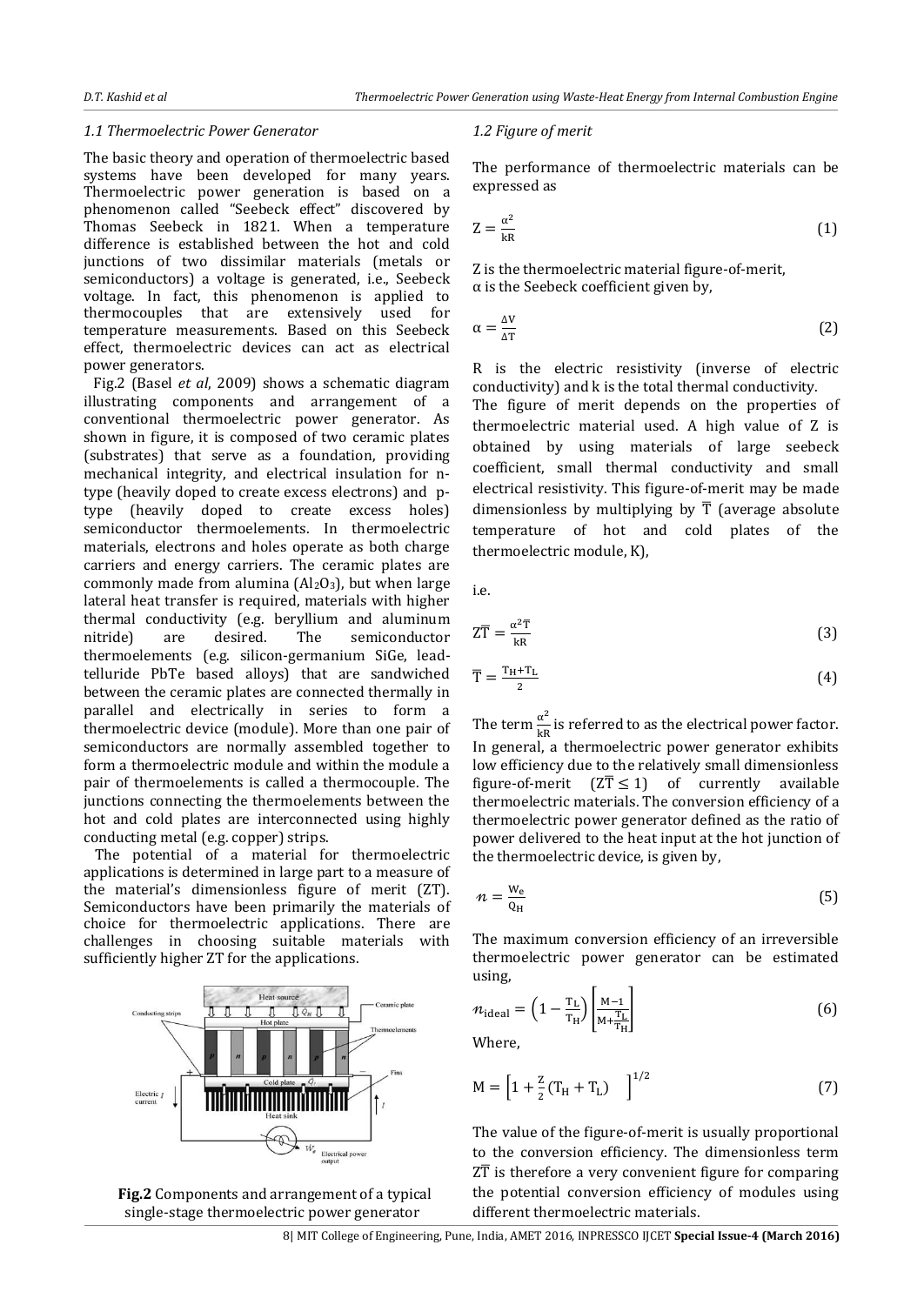### 1.1 Thermoelectric Power Generator

The basic theory and operation of thermoelectric based systems have been developed for many years. Thermoelectric power generation is based on a phenomenon called "Seebeck effect" discovered by Thomas Seebeck in 1821. When a temperature difference is established between the hot and cold junctions of two dissimilar materials (metals or semiconductors) a voltage is generated, i.e., Seebeck voltage. In fact, this phenomenon is applied to thermocouples that are extensively used for temperature measurements. Based on this Seebeck effect, thermoelectric devices can act as electrical power generators.

Fig.2 (Basel *et al*, 2009) shows a schematic diagram illustrating components and arrangement of a conventional thermoelectric power generator. As shown in figure, it is composed of two ceramic plates (substrates) that serve as a foundation, providing mechanical integrity, and electrical insulation for n-type (heavily doped to create excess electrons) and p-type (heavily doped to create excess holes) semiconductor thermoelements. In thermoelectric materials, electrons and holes operate as both charge carriers and energy carriers. The ceramic plates are commonly made from alumina ($Al_2O_3$), but when large lateral heat transfer is required, materials with higher thermal conductivity (e.g. beryllium and aluminum nitride) are desired. The semiconductor thermoelements (e.g. silicon-germanium SiGe, lead-telluride PbTe based alloys) that are sandwiched between the ceramic plates are connected thermally in parallel and electrically in series to form a thermoelectric device (module). More than one pair of semiconductors are normally assembled together to form a thermoelectric module and within the module a pair of thermoelements is called a thermocouple. The junctions connecting the thermoelements between the hot and cold plates are interconnected using highly conducting metal (e.g. copper) strips.

The potential of a material for thermoelectric applications is determined in large part to a measure of the material's dimensionless figure of merit (ZT). Semiconductors have been primarily the materials of choice for thermoelectric applications. There are challenges in choosing suitable materials with sufficiently higher ZT for the applications.

**Fig.2** Components and arrangement of a typical single-stage thermoelectric power generator

### 1.2 Figure of merit

The performance of thermoelectric materials can be expressed as

$$Z = \frac{\alpha^2}{kR} \tag{1}$$

Z is the thermoelectric material figure-of-merit, α is the Seebeck coefficient given by,

$$\alpha = \frac{\Delta V}{\Delta T} \tag{2}$$

R is the electric resistivity (inverse of electric conductivity) and k is the total thermal conductivity.

The figure of merit depends on the properties of thermoelectric material used. A high value of Z is obtained by using materials of large seebeck coefficient, small thermal conductivity and small electrical resistivity. This figure-of-merit may be made dimensionless by multiplying by $\overline{T}$ (average absolute temperature of hot and cold plates of the thermoelectric module, K),

i.e.

$$Z\overline{T} = \frac{\alpha^2 \overline{T}}{kR} \tag{3}$$

$$\overline{T} = \frac{T_H + T_L}{2} \tag{4}$$

The term $\frac{\alpha^2}{kR}$ is referred to as the electrical power factor. In general, a thermoelectric power generator exhibits low efficiency due to the relatively small dimensionless figure-of-merit ($Z\overline{T} \leq 1$) of currently available thermoelectric materials. The conversion efficiency of a thermoelectric power generator defined as the ratio of power delivered to the heat input at the hot junction of the thermoelectric device, is given by,

$$n = \frac{W_e}{Q_H} \tag{5}$$

The maximum conversion efficiency of an irreversible thermoelectric power generator can be estimated using,

$$n_{\text{ideal}} = \left(1 - \frac{T_L}{T_H}\right)\left[\frac{M-1}{M+\frac{T_L}{T_H}}\right] \tag{6}$$

Where,

$$M = \left[1 + \frac{Z}{2}(T_H + T_L)\right]^{1/2} \tag{7}$$

The value of the figure-of-merit is usually proportional to the conversion efficiency. The dimensionless term $Z\overline{T}$ is therefore a very convenient figure for comparing the potential conversion efficiency of modules using different thermoelectric materials.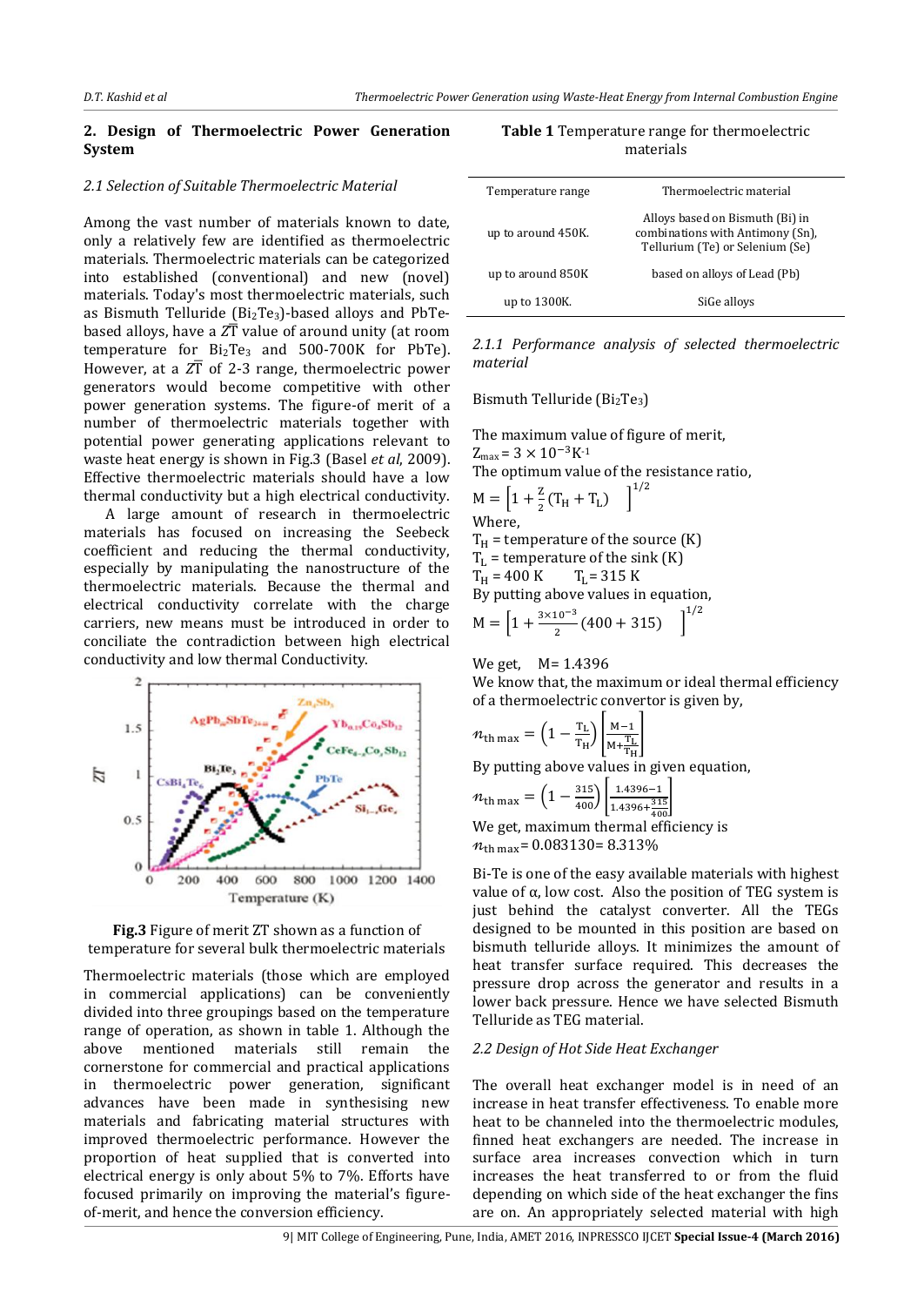## 2. Design of Thermoelectric Power Generation System

### *2.1 Selection of Suitable Thermoelectric Material*

Among the vast number of materials known to date, only a relatively few are identified as thermoelectric materials. Thermoelectric materials can be categorized into established (conventional) and new (novel) materials. Today's most thermoelectric materials, such as Bismuth Telluride ($Bi_2Te_3$)-based alloys and PbTe-based alloys, have a $Z\overline{T}$ value of around unity (at room temperature for $Bi_2Te_3$ and 500-700K for PbTe). However, at a $Z\overline{T}$ of 2-3 range, thermoelectric power generators would become competitive with other power generation systems. The figure-of merit of a number of thermoelectric materials together with potential power generating applications relevant to waste heat energy is shown in Fig.3 (Basel *et al*, 2009). Effective thermoelectric materials should have a low thermal conductivity but a high electrical conductivity.

A large amount of research in thermoelectric materials has focused on increasing the Seebeck coefficient and reducing the thermal conductivity, especially by manipulating the nanostructure of the thermoelectric materials. Because the thermal and electrical conductivity correlate with the charge carriers, new means must be introduced in order to conciliate the contradiction between high electrical conductivity and low thermal Conductivity.

**Fig.3** Figure of merit ZT shown as a function of temperature for several bulk thermoelectric materials

Thermoelectric materials (those which are employed in commercial applications) can be conveniently divided into three groupings based on the temperature range of operation, as shown in table 1. Although the above mentioned materials still remain the cornerstone for commercial and practical applications in thermoelectric power generation, significant advances have been made in synthesising new materials and fabricating material structures with improved thermoelectric performance. However the proportion of heat supplied that is converted into electrical energy is only about 5% to 7%. Efforts have focused primarily on improving the material's figure-of-merit, and hence the conversion efficiency.

**Table 1** Temperature range for thermoelectric materials

| Temperature range | Thermoelectric material |
|---|---|
| up to around 450K. | Alloys based on Bismuth (Bi) in combinations with Antimony (Sn), Tellurium (Te) or Selenium (Se) |
| up to around 850K | based on alloys of Lead (Pb) |
| up to 1300K. | SiGe alloys |

#### *2.1.1 Performance analysis of selected thermoelectric material*

Bismuth Telluride ($Bi_2Te_3$)

The maximum value of figure of merit,

$Z_{max} = 3 \times 10^{-3} K^{-1}$

The optimum value of the resistance ratio,

$$M = \left[1 + \frac{Z}{2}(T_H + T_L)\right]^{1/2}$$

Where,

$T_H$ = temperature of the source (K)

$T_L$ = temperature of the sink (K)

$T_H$ = 400 K  $T_L$ = 315 K

By putting above values in equation,

$$M = \left[1 + \frac{3\times10^{-3}}{2}(400 + 315)\right]^{1/2}$$

We get, M= 1.4396

We know that, the maximum or ideal thermal efficiency of a thermoelectric convertor is given by,

$$n_{th\,max} = \left(1 - \frac{T_L}{T_H}\right)\left[\frac{M-1}{M+\frac{T_L}{T_H}}\right]$$

By putting above values in given equation,

$$n_{th\,max} = \left(1 - \frac{315}{400}\right)\left[\frac{1.4396-1}{1.4396+\frac{315}{400}}\right]$$

We get, maximum thermal efficiency is

$n_{th\,max}$= 0.083130= 8.313%

Bi-Te is one of the easy available materials with highest value of α, low cost. Also the position of TEG system is just behind the catalyst converter. All the TEGs designed to be mounted in this position are based on bismuth telluride alloys. It minimizes the amount of heat transfer surface required. This decreases the pressure drop across the generator and results in a lower back pressure. Hence we have selected Bismuth Telluride as TEG material.

### *2.2 Design of Hot Side Heat Exchanger*

The overall heat exchanger model is in need of an increase in heat transfer effectiveness. To enable more heat to be channeled into the thermoelectric modules, finned heat exchangers are needed. The increase in surface area increases convection which in turn increases the heat transferred to or from the fluid depending on which side of the heat exchanger the fins are on. An appropriately selected material with high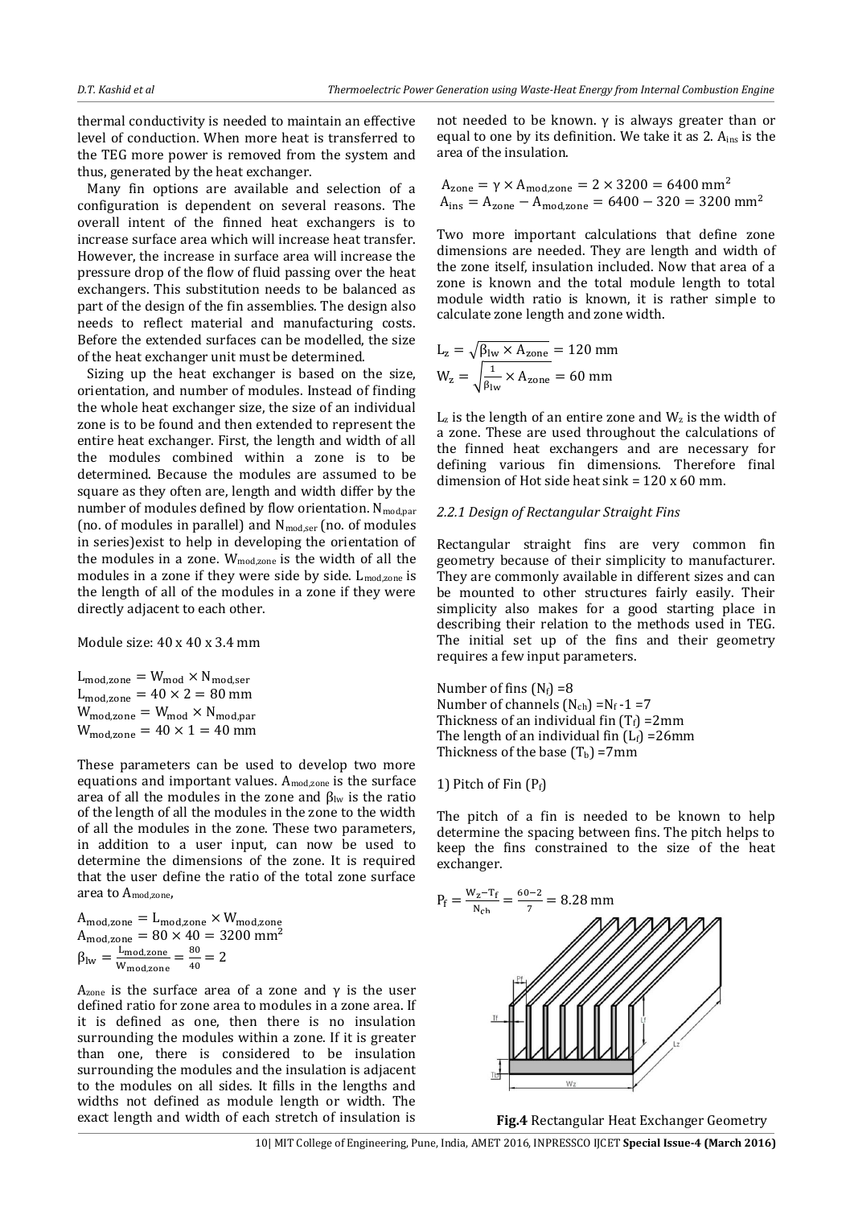thermal conductivity is needed to maintain an effective level of conduction. When more heat is transferred to the TEG more power is removed from the system and thus, generated by the heat exchanger.

Many fin options are available and selection of a configuration is dependent on several reasons. The overall intent of the finned heat exchangers is to increase surface area which will increase heat transfer. However, the increase in surface area will increase the pressure drop of the flow of fluid passing over the heat exchangers. This substitution needs to be balanced as part of the design of the fin assemblies. The design also needs to reflect material and manufacturing costs. Before the extended surfaces can be modelled, the size of the heat exchanger unit must be determined.

Sizing up the heat exchanger is based on the size, orientation, and number of modules. Instead of finding the whole heat exchanger size, the size of an individual zone is to be found and then extended to represent the entire heat exchanger. First, the length and width of all the modules combined within a zone is to be determined. Because the modules are assumed to be square as they often are, length and width differ by the number of modules defined by flow orientation. $N_{mod,par}$ (no. of modules in parallel) and $N_{mod,ser}$ (no. of modules in series)exist to help in developing the orientation of the modules in a zone. $W_{mod,zone}$ is the width of all the modules in a zone if they were side by side. $L_{mod,zone}$ is the length of all of the modules in a zone if they were directly adjacent to each other.

Module size: 40 x 40 x 3.4 mm

$$L_{mod,zone} = W_{mod} \times N_{mod,ser}$$
$$L_{mod,zone} = 40 \times 2 = 80 \text{ mm}$$
$$W_{mod,zone} = W_{mod} \times N_{mod,par}$$
$$W_{mod,zone} = 40 \times 1 = 40 \text{ mm}$$

These parameters can be used to develop two more equations and important values. $A_{mod,zone}$ is the surface area of all the modules in the zone and $\beta_{lw}$ is the ratio of the length of all the modules in the zone to the width of all the modules in the zone. These two parameters, in addition to a user input, can now be used to determine the dimensions of the zone. It is required that the user define the ratio of the total zone surface area to $A_{mod,zone}$,

$$A_{mod,zone} = L_{mod,zone} \times W_{mod,zone}$$
$$A_{mod,zone} = 80 \times 40 = 3200 \text{ mm}^2$$
$$\beta_{lw} = \frac{L_{mod,zone}}{W_{mod,zone}} = \frac{80}{40} = 2$$

$A_{zone}$ is the surface area of a zone and γ is the user defined ratio for zone area to modules in a zone area. If it is defined as one, then there is no insulation surrounding the modules within a zone. If it is greater than one, there is considered to be insulation surrounding the modules and the insulation is adjacent to the modules on all sides. It fills in the lengths and widths not defined as module length or width. The exact length and width of each stretch of insulation is not needed to be known. γ is always greater than or equal to one by its definition. We take it as 2. $A_{ins}$ is the area of the insulation.

$$A_{zone} = \gamma \times A_{mod,zone} = 2 \times 3200 = 6400 \text{ mm}^2$$
$$A_{ins} = A_{zone} - A_{mod,zone} = 6400 - 320 = 3200 \text{ mm}^2$$

Two more important calculations that define zone dimensions are needed. They are length and width of the zone itself, insulation included. Now that area of a zone is known and the total module length to total module width ratio is known, it is rather simple to calculate zone length and zone width.

$$L_z = \sqrt{\beta_{lw} \times A_{zone}} = 120 \text{ mm}$$
$$W_z = \sqrt{\frac{1}{\beta_{lw}} \times A_{zone}} = 60 \text{ mm}$$

$L_z$ is the length of an entire zone and $W_z$ is the width of a zone. These are used throughout the calculations of the finned heat exchangers and are necessary for defining various fin dimensions. Therefore final dimension of Hot side heat sink = 120 x 60 mm.

*2.2.1 Design of Rectangular Straight Fins*

Rectangular straight fins are very common fin geometry because of their simplicity to manufacturer. They are commonly available in different sizes and can be mounted to other structures fairly easily. Their simplicity also makes for a good starting place in describing their relation to the methods used in TEG. The initial set up of the fins and their geometry requires a few input parameters.

Number of fins ($N_f$) =8
Number of channels ($N_{ch}$) =$N_f$ -1 =7
Thickness of an individual fin ($T_f$) =2mm
The length of an individual fin ($L_f$) =26mm
Thickness of the base ($T_b$) =7mm

1) Pitch of Fin ($P_f$)

The pitch of a fin is needed to be known to help determine the spacing between fins. The pitch helps to keep the fins constrained to the size of the heat exchanger.

$$P_f = \frac{W_z - T_f}{N_{ch}} = \frac{60-2}{7} = 8.28 \text{ mm}$$

**Fig.4** Rectangular Heat Exchanger Geometry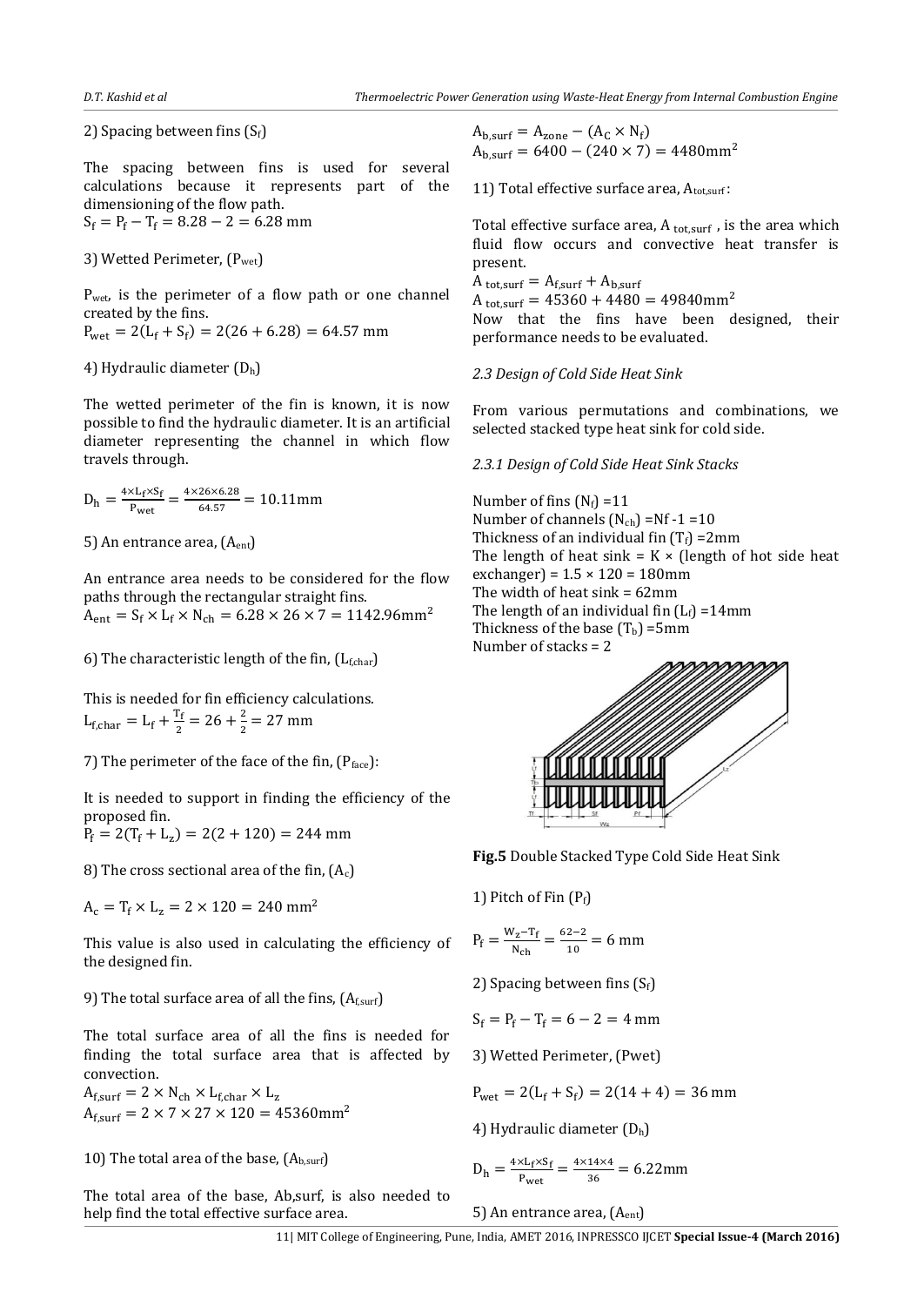2) Spacing between fins ($S_f$)

The spacing between fins is used for several calculations because it represents part of the dimensioning of the flow path.

$S_f = P_f - T_f = 8.28 - 2 = 6.28$ mm

3) Wetted Perimeter, ($P_{wet}$)

$P_{wet}$, is the perimeter of a flow path or one channel created by the fins.

$P_{wet} = 2(L_f + S_f) = 2(26 + 6.28) = 64.57$ mm

4) Hydraulic diameter ($D_h$)

The wetted perimeter of the fin is known, it is now possible to find the hydraulic diameter. It is an artificial diameter representing the channel in which flow travels through.

$$D_h = \frac{4 \times L_f \times S_f}{P_{wet}} = \frac{4 \times 26 \times 6.28}{64.57} = 10.11\text{mm}$$

5) An entrance area, ($A_{ent}$)

An entrance area needs to be considered for the flow paths through the rectangular straight fins.

$A_{ent} = S_f \times L_f \times N_{ch} = 6.28 \times 26 \times 7 = 1142.96\text{mm}^2$

6) The characteristic length of the fin, ($L_{f,char}$)

This is needed for fin efficiency calculations.

$L_{f,char} = L_f + \frac{T_f}{2} = 26 + \frac{2}{2} = 27$ mm

7) The perimeter of the face of the fin, ($P_{face}$):

It is needed to support in finding the efficiency of the proposed fin.

$P_f = 2(T_f + L_z) = 2(2 + 120) = 244$ mm

8) The cross sectional area of the fin, ($A_c$)

$A_c = T_f \times L_z = 2 \times 120 = 240\text{ mm}^2$

This value is also used in calculating the efficiency of the designed fin.

9) The total surface area of all the fins, ($A_{f,surf}$)

The total surface area of all the fins is needed for finding the total surface area that is affected by convection.

$A_{f,surf} = 2 \times N_{ch} \times L_{f,char} \times L_z$

$A_{f,surf} = 2 \times 7 \times 27 \times 120 = 45360\text{mm}^2$

10) The total area of the base, ($A_{b,surf}$)

The total area of the base, Ab,surf, is also needed to help find the total effective surface area.

$A_{b,surf} = A_{zone} - (A_C \times N_f)$

$A_{b,surf} = 6400 - (240 \times 7) = 4480\text{mm}^2$

11) Total effective surface area, $A_{tot,surf}$:

Total effective surface area, $A_{tot,surf}$, is the area which fluid flow occurs and convective heat transfer is present.

$A_{tot,surf} = A_{f,surf} + A_{b,surf}$

$A_{tot,surf} = 45360 + 4480 = 49840\text{mm}^2$

Now that the fins have been designed, their performance needs to be evaluated.

*2.3 Design of Cold Side Heat Sink*

From various permutations and combinations, we selected stacked type heat sink for cold side.

*2.3.1 Design of Cold Side Heat Sink Stacks*

Number of fins ($N_f$) =11
Number of channels ($N_{ch}$) =Nf -1 =10
Thickness of an individual fin ($T_f$) =2mm
The length of heat sink = K × (length of hot side heat exchanger) = 1.5 × 120 = 180mm
The width of heat sink = 62mm
The length of an individual fin ($L_f$) =14mm
Thickness of the base ($T_b$) =5mm
Number of stacks = 2

**Fig.5** Double Stacked Type Cold Side Heat Sink

1) Pitch of Fin ($P_f$)

$$P_f = \frac{W_z - T_f}{N_{ch}} = \frac{62 - 2}{10} = 6\text{ mm}$$

2) Spacing between fins ($S_f$)

$S_f = P_f - T_f = 6 - 2 = 4$ mm

3) Wetted Perimeter, (Pwet)

$P_{wet} = 2(L_f + S_f) = 2(14 + 4) = 36$ mm

4) Hydraulic diameter ($D_h$)

$$D_h = \frac{4 \times L_f \times S_f}{P_{wet}} = \frac{4 \times 14 \times 4}{36} = 6.22\text{mm}$$

5) An entrance area, ($A_{ent}$)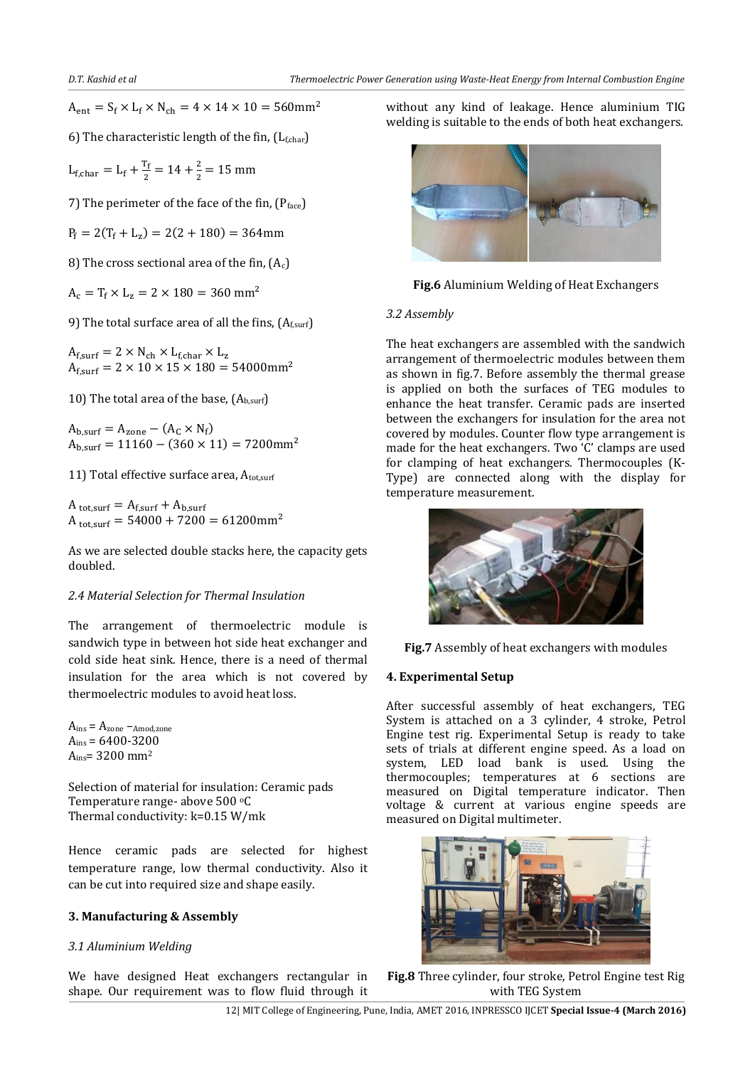$$A_{ent} = S_f \times L_f \times N_{ch} = 4 \times 14 \times 10 = 560\text{mm}^2$$

6) The characteristic length of the fin, ($L_{f,char}$)

$$L_{f,char} = L_f + \frac{T_f}{2} = 14 + \frac{2}{2} = 15 \text{ mm}$$

7) The perimeter of the face of the fin, ($P_{face}$)

$$P_f = 2(T_f + L_z) = 2(2 + 180) = 364\text{mm}$$

8) The cross sectional area of the fin, ($A_c$)

$$A_c = T_f \times L_z = 2 \times 180 = 360 \text{ mm}^2$$

9) The total surface area of all the fins, ($A_{f,surf}$)

$$A_{f,surf} = 2 \times N_{ch} \times L_{f,char} \times L_z$$
$$A_{f,surf} = 2 \times 10 \times 15 \times 180 = 54000\text{mm}^2$$

10) The total area of the base, ($A_{b,surf}$)

$$A_{b,surf} = A_{zone} - (A_C \times N_f)$$
$$A_{b,surf} = 11160 - (360 \times 11) = 7200\text{mm}^2$$

11) Total effective surface area, $A_{tot,surf}$

$$A_{tot,surf} = A_{f,surf} + A_{b,surf}$$
$$A_{tot,surf} = 54000 + 7200 = 61200\text{mm}^2$$

As we are selected double stacks here, the capacity gets doubled.

### *2.4 Material Selection for Thermal Insulation*

The arrangement of thermoelectric module is sandwich type in between hot side heat exchanger and cold side heat sink. Hence, there is a need of thermal insulation for the area which is not covered by thermoelectric modules to avoid heat loss.

$A_{ins} = A_{zone} - A_{mod,zone}$
$A_{ins} = 6400\text{-}3200$
$A_{ins} = 3200 \text{ mm}^2$

Selection of material for insulation: Ceramic pads
Temperature range- above 500 °C
Thermal conductivity: k=0.15 W/mk

Hence ceramic pads are selected for highest temperature range, low thermal conductivity. Also it can be cut into required size and shape easily.

## 3. Manufacturing & Assembly

### *3.1 Aluminium Welding*

We have designed Heat exchangers rectangular in shape. Our requirement was to flow fluid through it without any kind of leakage. Hence aluminium TIG welding is suitable to the ends of both heat exchangers.

**Fig.6** Aluminium Welding of Heat Exchangers

### *3.2 Assembly*

The heat exchangers are assembled with the sandwich arrangement of thermoelectric modules between them as shown in fig.7. Before assembly the thermal grease is applied on both the surfaces of TEG modules to enhance the heat transfer. Ceramic pads are inserted between the exchangers for insulation for the area not covered by modules. Counter flow type arrangement is made for the heat exchangers. Two 'C' clamps are used for clamping of heat exchangers. Thermocouples (K-Type) are connected along with the display for temperature measurement.

**Fig.7** Assembly of heat exchangers with modules

## 4. Experimental Setup

After successful assembly of heat exchangers, TEG System is attached on a 3 cylinder, 4 stroke, Petrol Engine test rig. Experimental Setup is ready to take sets of trials at different engine speed. As a load on system, LED load bank is used. Using the thermocouples; temperatures at 6 sections are measured on Digital temperature indicator. Then voltage & current at various engine speeds are measured on Digital multimeter.

**Fig.8** Three cylinder, four stroke, Petrol Engine test Rig with TEG System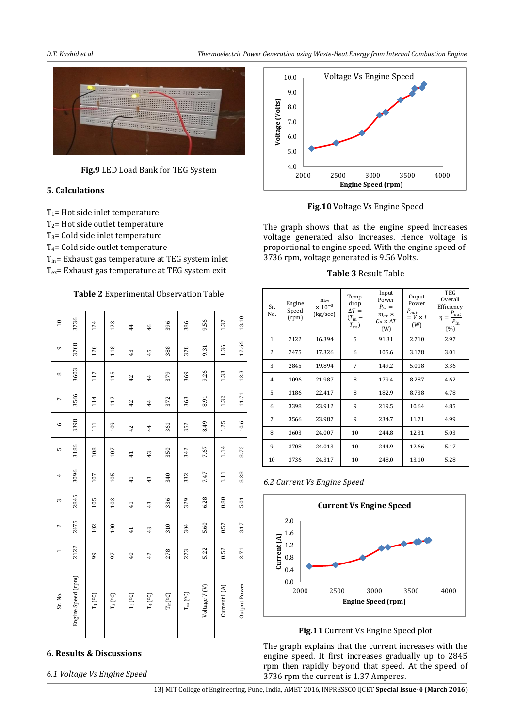Fig.9 LED Load Bank for TEG System

## 5. Calculations

$T_1$= Hot side inlet temperature
$T_2$= Hot side outlet temperature
$T_3$= Cold side inlet temperature
$T_4$= Cold side outlet temperature
$T_{in}$= Exhaust gas temperature at TEG system inlet
$T_{ex}$= Exhaust gas temperature at TEG system exit

**Table 2** Experimental Observation Table

| Sr. No. | Engine Speed (rpm) | $T_1$ (°C) | $T_2$ (°C) | $T_3$ (°C) | $T_4$ (°C) | $T_{in}$(°C) | $T_{ex}$ (°C) | Voltage V (V) | Current I (A) | Output Power |
|---|---|---|---|---|---|---|---|---|---|---|
| 1 | 2122 | 99 | 97 | 40 | 42 | 278 | 273 | 5.22 | 0.52 | 2.71 |
| 2 | 2475 | 102 | 100 | 41 | 43 | 310 | 304 | 5.60 | 0.57 | 3.17 |
| 3 | 2845 | 105 | 103 | 41 | 43 | 336 | 329 | 6.28 | 0.80 | 5.01 |
| 4 | 3096 | 107 | 105 | 41 | 43 | 340 | 332 | 7.47 | 1.11 | 8.28 |
| 5 | 3186 | 108 | 107 | 41 | 43 | 350 | 342 | 7.67 | 1.14 | 8.73 |
| 6 | 3398 | 111 | 109 | 42 | 44 | 361 | 352 | 8.49 | 1.25 | 10.6 |
| 7 | 3566 | 114 | 112 | 42 | 44 | 372 | 363 | 8.91 | 1.32 | 11.71 |
| 8 | 3603 | 117 | 115 | 42 | 44 | 379 | 369 | 9.26 | 1.33 | 12.3 |
| 9 | 3708 | 120 | 118 | 43 | 45 | 388 | 378 | 9.31 | 1.36 | 12.66 |
| 10 | 3736 | 124 | 123 | 44 | 46 | 396 | 386 | 9.56 | 1.37 | 13.10 |

## 6. Results & Discussions

*6.1 Voltage Vs Engine Speed*

**Fig.10** Voltage Vs Engine Speed

The graph shows that as the engine speed increases voltage generated also increases. Hence voltage is proportional to engine speed. With the engine speed of 3736 rpm, voltage generated is 9.56 Volts.

**Table 3** Result Table

| Sr. No. | Engine Speed (rpm) | $m_{ex} \times 10^{-3}$ (kg/sec) | Temp. drop $\Delta T = (T_{in} - T_{ex})$ | Input Power $P_{in} = m_{ex} \times C_P \times \Delta T$ (W) | Ouput Power $P_{out} = V \times I$ (W) | TEG Overall Efficiency $\eta = \frac{P_{out}}{P_{in}}$ (%) |
|---|---|---|---|---|---|---|
| 1 | 2122 | 16.394 | 5 | 91.31 | 2.710 | 2.97 |
| 2 | 2475 | 17.326 | 6 | 105.6 | 3.178 | 3.01 |
| 3 | 2845 | 19.894 | 7 | 149.2 | 5.018 | 3.36 |
| 4 | 3096 | 21.987 | 8 | 179.4 | 8.287 | 4.62 |
| 5 | 3186 | 22.417 | 8 | 182.9 | 8.738 | 4.78 |
| 6 | 3398 | 23.912 | 9 | 219.5 | 10.64 | 4.85 |
| 7 | 3566 | 23.987 | 9 | 234.7 | 11.71 | 4.99 |
| 8 | 3603 | 24.007 | 10 | 244.8 | 12.31 | 5.03 |
| 9 | 3708 | 24.013 | 10 | 244.9 | 12.66 | 5.17 |
| 10 | 3736 | 24.317 | 10 | 248.0 | 13.10 | 5.28 |

*6.2 Current Vs Engine Speed*

**Fig.11** Current Vs Engine Speed plot

The graph explains that the current increases with the engine speed. It first increases gradually up to 2845 rpm then rapidly beyond that speed. At the speed of 3736 rpm the current is 1.37 Amperes.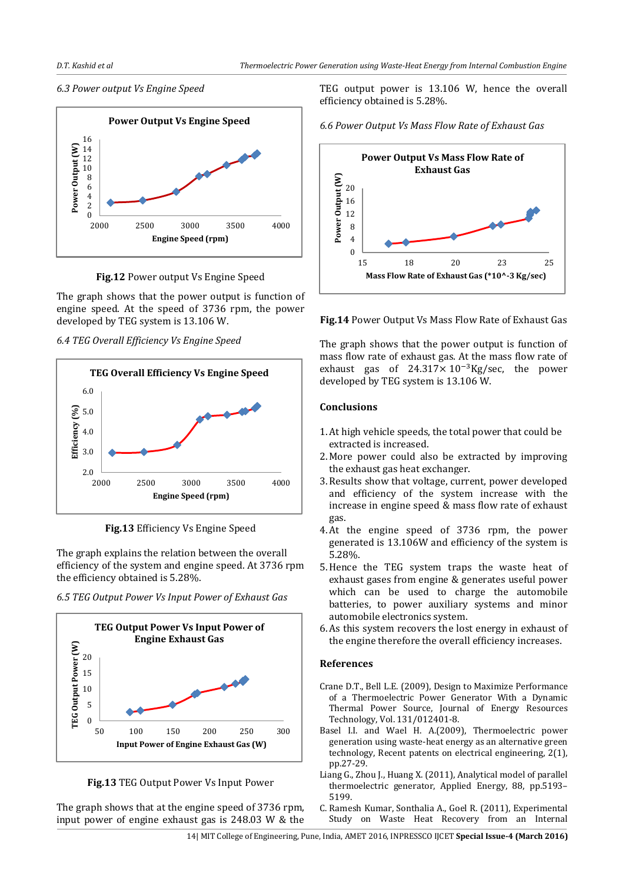*6.3 Power output Vs Engine Speed*

**Fig.12** Power output Vs Engine Speed

The graph shows that the power output is function of engine speed. At the speed of 3736 rpm, the power developed by TEG system is 13.106 W.

*6.4 TEG Overall Efficiency Vs Engine Speed*

**Fig.13** Efficiency Vs Engine Speed

The graph explains the relation between the overall efficiency of the system and engine speed. At 3736 rpm the efficiency obtained is 5.28%.

*6.5 TEG Output Power Vs Input Power of Exhaust Gas*

**Fig.13** TEG Output Power Vs Input Power

The graph shows that at the engine speed of 3736 rpm, input power of engine exhaust gas is 248.03 W & the TEG output power is 13.106 W, hence the overall efficiency obtained is 5.28%.

*6.6 Power Output Vs Mass Flow Rate of Exhaust Gas*

**Fig.14** Power Output Vs Mass Flow Rate of Exhaust Gas

The graph shows that the power output is function of mass flow rate of exhaust gas. At the mass flow rate of exhaust gas of $24.317\times 10^{-3}$Kg/sec, the power developed by TEG system is 13.106 W.

## Conclusions

1. At high vehicle speeds, the total power that could be extracted is increased.
2. More power could also be extracted by improving the exhaust gas heat exchanger.
3. Results show that voltage, current, power developed and efficiency of the system increase with the increase in engine speed & mass flow rate of exhaust gas.
4. At the engine speed of 3736 rpm, the power generated is 13.106W and efficiency of the system is 5.28%.
5. Hence the TEG system traps the waste heat of exhaust gases from engine & generates useful power which can be used to charge the automobile batteries, to power auxiliary systems and minor automobile electronics system.
6. As this system recovers the lost energy in exhaust of the engine therefore the overall efficiency increases.

## References

Crane D.T., Bell L.E. (2009), Design to Maximize Performance of a Thermoelectric Power Generator With a Dynamic Thermal Power Source, Journal of Energy Resources Technology, Vol. 131/012401-8.

Basel I.I. and Wael H. A.(2009), Thermoelectric power generation using waste-heat energy as an alternative green technology, Recent patents on electrical engineering, 2(1), pp.27-29.

Liang G., Zhou J., Huang X. (2011), Analytical model of parallel thermoelectric generator, Applied Energy, 88, pp.5193–5199.

C. Ramesh Kumar, Sonthalia A., Goel R. (2011), Experimental Study on Waste Heat Recovery from an Internal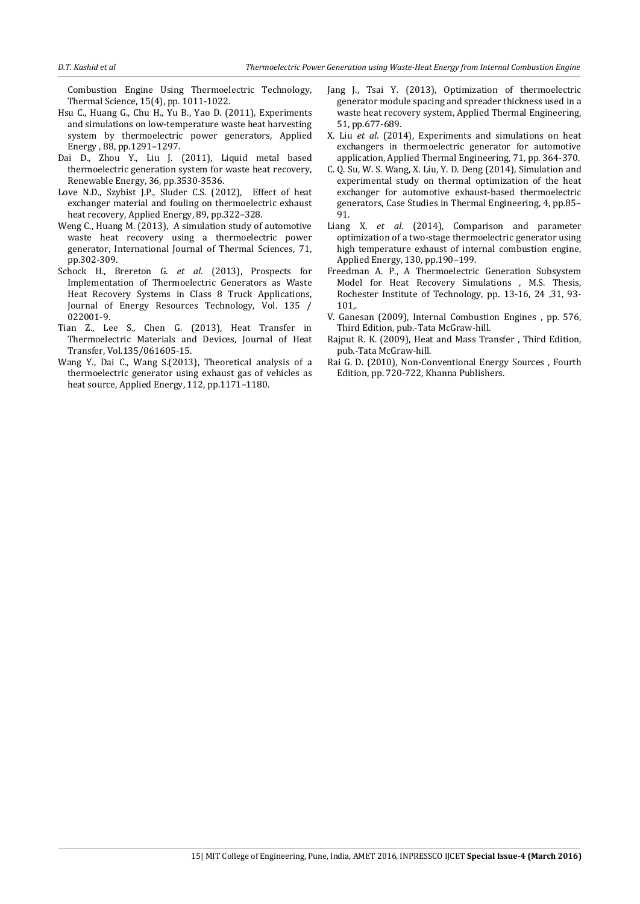Combustion Engine Using Thermoelectric Technology, Thermal Science, 15(4), pp. 1011-1022.

Hsu C., Huang G., Chu H., Yu B., Yao D. (2011), Experiments and simulations on low-temperature waste heat harvesting system by thermoelectric power generators, Applied Energy , 88, pp.1291–1297.

Dai D., Zhou Y., Liu J. (2011), Liquid metal based thermoelectric generation system for waste heat recovery, Renewable Energy, 36, pp.3530-3536.

Love N.D., Szybist J.P., Sluder C.S. (2012), Effect of heat exchanger material and fouling on thermoelectric exhaust heat recovery, Applied Energy, 89, pp.322–328.

Weng C., Huang M. (2013), A simulation study of automotive waste heat recovery using a thermoelectric power generator, International Journal of Thermal Sciences, 71, pp.302-309.

Schock H., Brereton G. *et al*. (2013), Prospects for Implementation of Thermoelectric Generators as Waste Heat Recovery Systems in Class 8 Truck Applications, Journal of Energy Resources Technology, Vol. 135 / 022001-9.

Tian Z., Lee S., Chen G. (2013), Heat Transfer in Thermoelectric Materials and Devices, Journal of Heat Transfer, Vol.135/061605-15.

Wang Y., Dai C., Wang S.(2013), Theoretical analysis of a thermoelectric generator using exhaust gas of vehicles as heat source, Applied Energy, 112, pp.1171–1180.

Jang J., Tsai Y. (2013), Optimization of thermoelectric generator module spacing and spreader thickness used in a waste heat recovery system, Applied Thermal Engineering, 51, pp.677-689.

X. Liu *et al*. (2014), Experiments and simulations on heat exchangers in thermoelectric generator for automotive application, Applied Thermal Engineering, 71, pp. 364-370.

C. Q. Su, W. S. Wang, X. Liu, Y. D. Deng (2014), Simulation and experimental study on thermal optimization of the heat exchanger for automotive exhaust-based thermoelectric generators, Case Studies in Thermal Engineering, 4, pp.85–91.

Liang X. *et al*. (2014), Comparison and parameter optimization of a two-stage thermoelectric generator using high temperature exhaust of internal combustion engine, Applied Energy, 130, pp.190–199.

Freedman A. P., A Thermoelectric Generation Subsystem Model for Heat Recovery Simulations , M.S. Thesis, Rochester Institute of Technology, pp. 13-16, 24 ,31, 93-101,.

V. Ganesan (2009), Internal Combustion Engines , pp. 576, Third Edition, pub.-Tata McGraw-hill.

Rajput R. K. (2009), Heat and Mass Transfer , Third Edition, pub.-Tata McGraw-hill.

Rai G. D. (2010), Non-Conventional Energy Sources , Fourth Edition, pp. 720-722, Khanna Publishers.